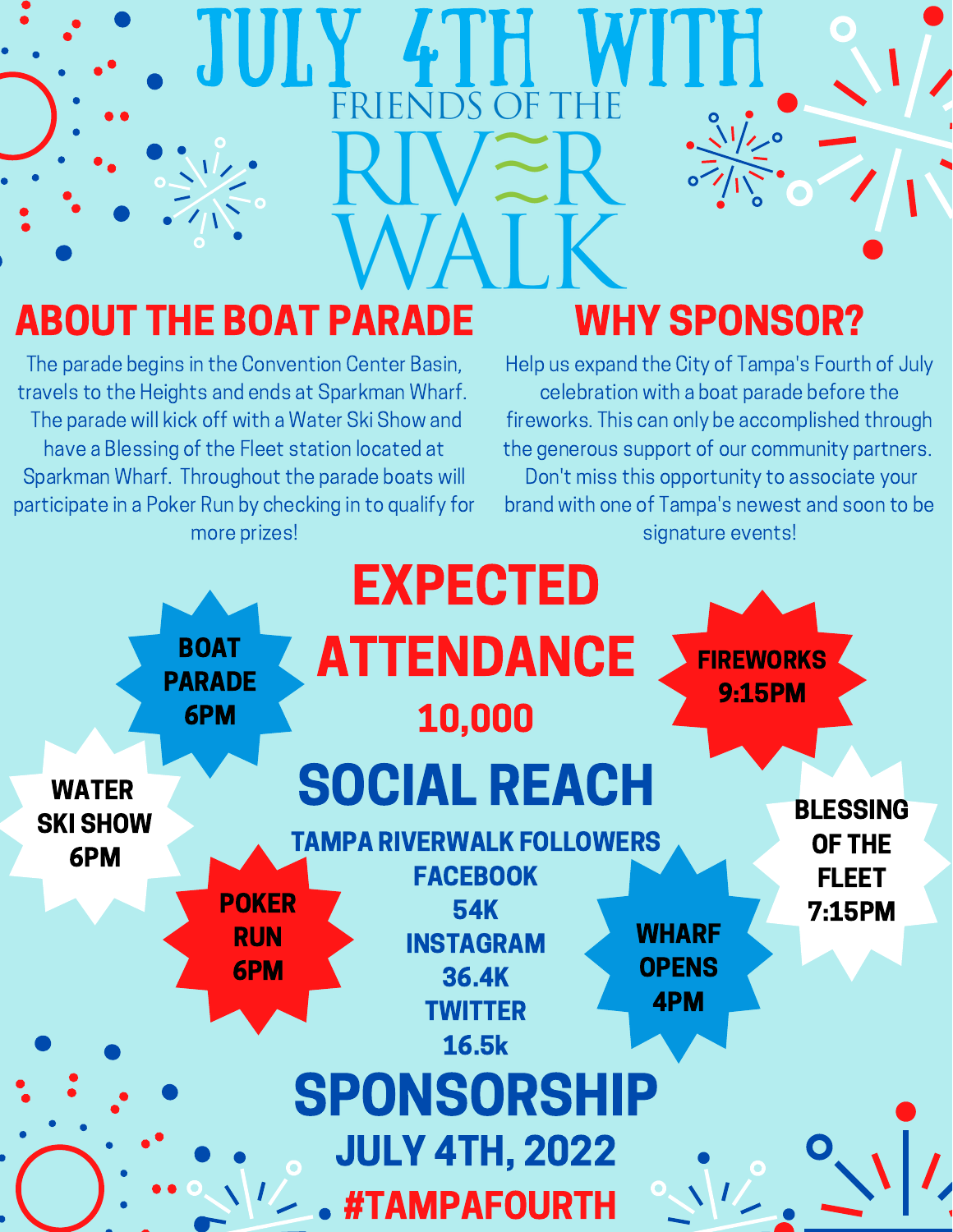# JULY 4TH WITH FRIENDS OF THE RIVERWALK

## ABOUT THE BOAT PARADE

The parade begins in the Convention Center Basin, travels to the Heights and ends at Sparkman Wharf. The parade will kick off with a Water Ski Show and have a Blessing of the Fleet station located at Sparkman Wharf. Throughout the parade boats will participate in a Poker Run by checking in to qualify for more prizes!

## WHY SPONSOR?

Help us expand the City of Tampa's Fourth of July celebration with a boat parade before the fireworks. This can only be accomplished through the generous support of our community partners. Don't miss this opportunity to associate your brand with one of Tampa's newest and soon to be signature events!

**BOAT PARADE 6PM**

**FIREWORKS 9:15PM**

**WATER SKI SHOW 6PM**

**BLESSING OF THE FLEET 7:15PM**

**POKER RUN 6PM**

**WHARF OPENS 4PM**

## EXPECTED ATTENDANCE

**10,000**

## SOCIAL REACH

**TAMPA RIVERWALK FOLLOWERS**

**FACEBOOK**
**54K**

**INSTAGRAM**
**36.4K**

**TWITTER**
**16.5k**

## SPONSORSHIP

**JULY 4TH, 2022**

**#TAMPAFOURTH**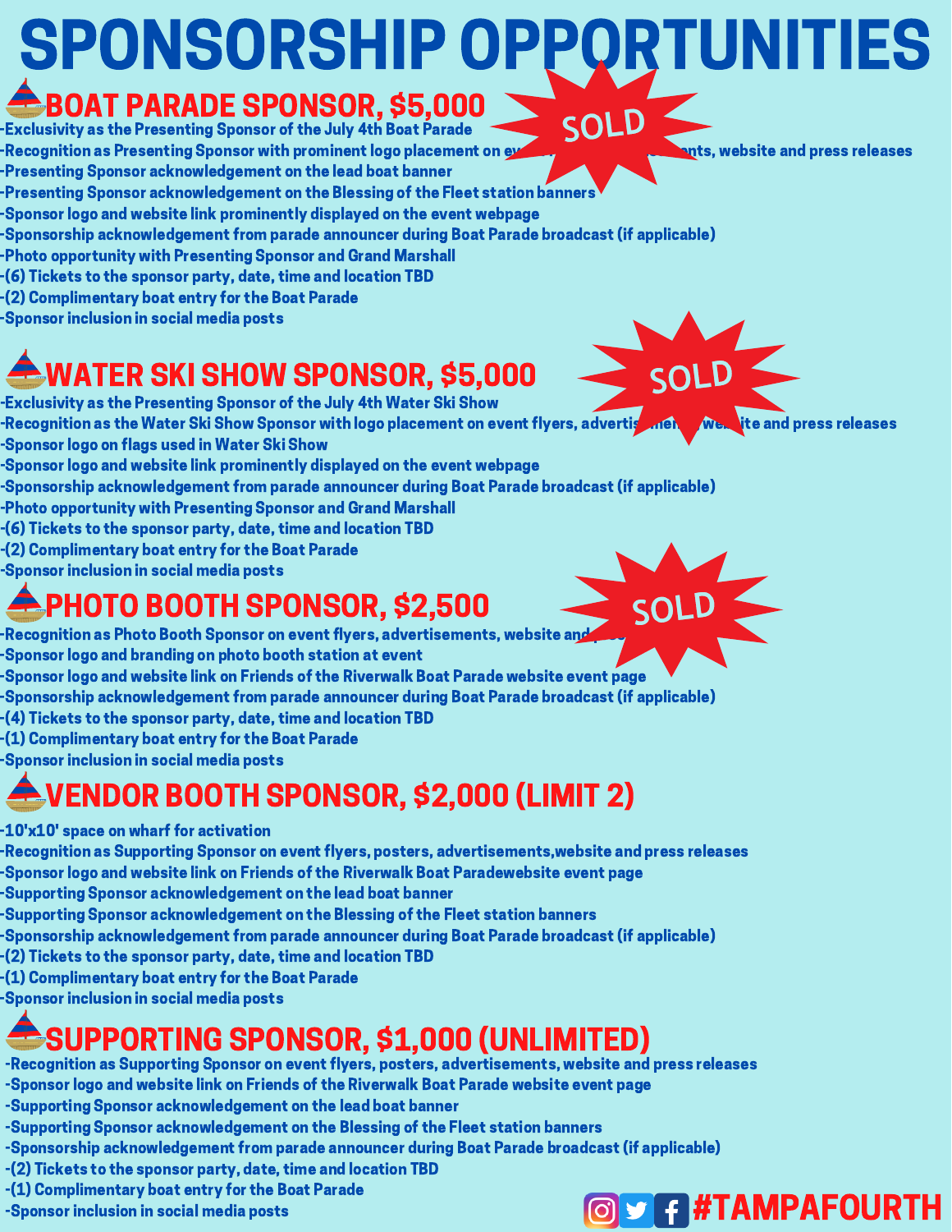# SPONSORSHIP OPPORTUNITIES

## BOAT PARADE SPONSOR, $5,000

SOLD

- Exclusivity as the Presenting Sponsor of the July 4th Boat Parade
- Recognition as Presenting Sponsor with prominent logo placement on event flyers, advertisements, website and press releases
- Presenting Sponsor acknowledgement on the lead boat banner
- Presenting Sponsor acknowledgement on the Blessing of the Fleet station banners
- Sponsor logo and website link prominently displayed on the event webpage
- Sponsorship acknowledgement from parade announcer during Boat Parade broadcast (if applicable)
- Photo opportunity with Presenting Sponsor and Grand Marshall
- (6) Tickets to the sponsor party, date, time and location TBD
- (2) Complimentary boat entry for the Boat Parade
- Sponsor inclusion in social media posts

## WATER SKI SHOW SPONSOR, $5,000

SOLD

- Exclusivity as the Presenting Sponsor of the July 4th Water Ski Show
- Recognition as the Water Ski Show Sponsor with logo placement on event flyers, advertisements, website and press releases
- Sponsor logo on flags used in Water Ski Show
- Sponsor logo and website link prominently displayed on the event webpage
- Sponsorship acknowledgement from parade announcer during Boat Parade broadcast (if applicable)
- Photo opportunity with Presenting Sponsor and Grand Marshall
- (6) Tickets to the sponsor party, date, time and location TBD
- (2) Complimentary boat entry for the Boat Parade
- Sponsor inclusion in social media posts

## PHOTO BOOTH SPONSOR, $2,500

SOLD

- Recognition as Photo Booth Sponsor on event flyers, advertisements, website and press releases
- Sponsor logo and branding on photo booth station at event
- Sponsor logo and website link on Friends of the Riverwalk Boat Parade website event page
- Sponsorship acknowledgement from parade announcer during Boat Parade broadcast (if applicable)
- (4) Tickets to the sponsor party, date, time and location TBD
- (1) Complimentary boat entry for the Boat Parade
- Sponsor inclusion in social media posts

## VENDOR BOOTH SPONSOR, $2,000 (LIMIT 2)

- 10'x10' space on wharf for activation
- Recognition as Supporting Sponsor on event flyers, posters, advertisements,website and press releases
- Sponsor logo and website link on Friends of the Riverwalk Boat Paradewebsite event page
- Supporting Sponsor acknowledgement on the lead boat banner
- Supporting Sponsor acknowledgement on the Blessing of the Fleet station banners
- Sponsorship acknowledgement from parade announcer during Boat Parade broadcast (if applicable)
- (2) Tickets to the sponsor party, date, time and location TBD
- (1) Complimentary boat entry for the Boat Parade
- Sponsor inclusion in social media posts

## SUPPORTING SPONSOR, $1,000 (UNLIMITED)

- Recognition as Supporting Sponsor on event flyers, posters, advertisements, website and press releases
- Sponsor logo and website link on Friends of the Riverwalk Boat Parade website event page
- Supporting Sponsor acknowledgement on the lead boat banner
- Supporting Sponsor acknowledgement on the Blessing of the Fleet station banners
- Sponsorship acknowledgement from parade announcer during Boat Parade broadcast (if applicable)
- (2) Tickets to the sponsor party, date, time and location TBD
- (1) Complimentary boat entry for the Boat Parade
- Sponsor inclusion in social media posts

#TAMPAFOURTH